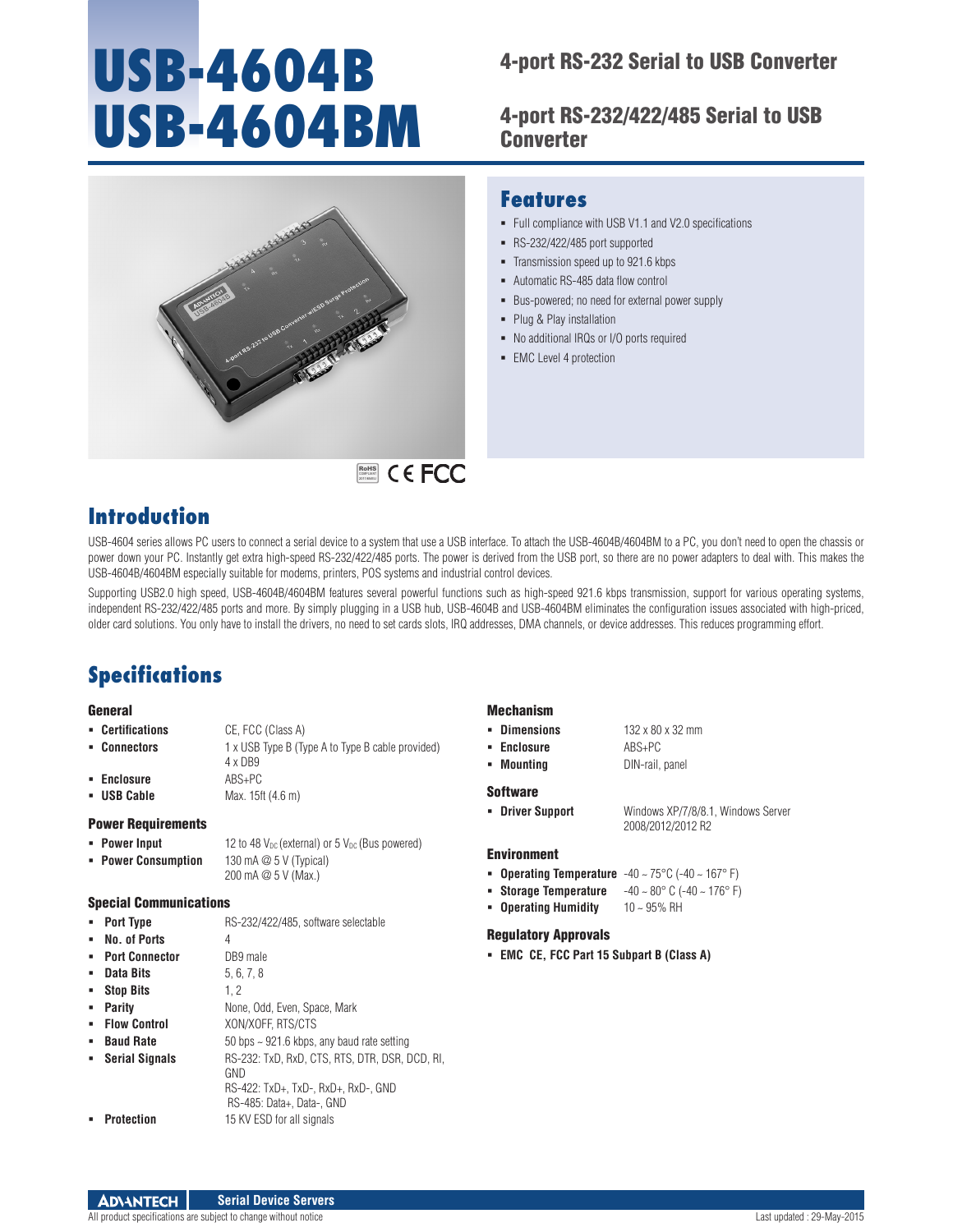# USB-4604B
# USB-4604BM

## 4-port RS-232 Serial to USB Converter

## 4-port RS-232/422/485 Serial to USB Converter

## Features

- Full compliance with USB V1.1 and V2.0 specifications
- RS-232/422/485 port supported
- Transmission speed up to 921.6 kbps
- Automatic RS-485 data flow control
- Bus-powered; no need for external power supply
- Plug & Play installation
- No additional IRQs or I/O ports required
- EMC Level 4 protection

## Introduction

USB-4604 series allows PC users to connect a serial device to a system that use a USB interface. To attach the USB-4604B/4604BM to a PC, you don't need to open the chassis or power down your PC. Instantly get extra high-speed RS-232/422/485 ports. The power is derived from the USB port, so there are no power adapters to deal with. This makes the USB-4604B/4604BM especially suitable for modems, printers, POS systems and industrial control devices.

Supporting USB2.0 high speed, USB-4604B/4604BM features several powerful functions such as high-speed 921.6 kbps transmission, support for various operating systems, independent RS-232/422/485 ports and more. By simply plugging in a USB hub, USB-4604B and USB-4604BM eliminates the configuration issues associated with high-priced, older card solutions. You only have to install the drivers, no need to set cards slots, IRQ addresses, DMA channels, or device addresses. This reduces programming effort.

## Specifications

### General

- **Certifications** CE, FCC (Class A)
- **Connectors** 1 x USB Type B (Type A to Type B cable provided) 4 x DB9
- **Enclosure** ABS+PC
- **USB Cable** Max. 15ft (4.6 m)

### Power Requirements

- **Power Input** 12 to 48 $V_{DC}$ (external) or 5 $V_{DC}$ (Bus powered)
- **Power Consumption** 130 mA @ 5 V (Typical) 200 mA @ 5 V (Max.)

### Special Communications

- **Port Type** RS-232/422/485, software selectable
- **No. of Ports** 4
- **Port Connector** DB9 male
- **Data Bits** 5, 6, 7, 8
- **Stop Bits** 1, 2
- **Parity** None, Odd, Even, Space, Mark
- **Flow Control** XON/XOFF, RTS/CTS
- **Baud Rate** 50 bps ~ 921.6 kbps, any baud rate setting
- **Serial Signals** RS-232: TxD, RxD, CTS, RTS, DTR, DSR, DCD, RI, GND
  RS-422: TxD+, TxD-, RxD+, RxD-, GND
  RS-485: Data+, Data-, GND
- **Protection** 15 KV ESD for all signals

### Mechanism

- **Dimensions** 132 x 80 x 32 mm
- **Enclosure** ABS+PC
- **Mounting** DIN-rail, panel

### Software

- **Driver Support** Windows XP/7/8/8.1, Windows Server 2008/2012/2012 R2

### Environment

- **Operating Temperature** -40 ~ 75°C (-40 ~ 167° F)
- **Storage Temperature** -40 ~ 80° C (-40 ~ 176° F)
- **Operating Humidity** 10 ~ 95% RH

### Regulatory Approvals

- **EMC CE, FCC Part 15 Subpart B (Class A)**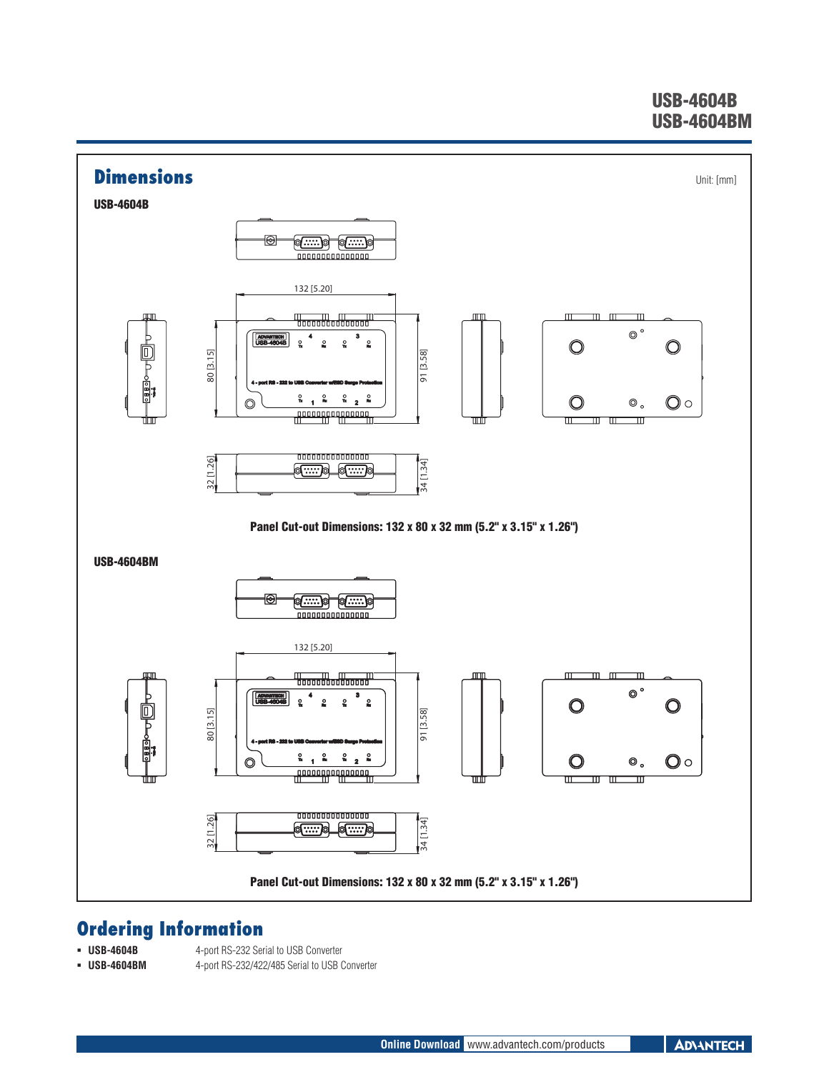# Dimensions

Unit: [mm]

**USB-4604B**

132 [5.20]

80 [3.15]

91 [3.58]

32 [1.26]

34 [1.34]

**Panel Cut-out Dimensions: 132 x 80 x 32 mm (5.2" x 3.15" x 1.26")**

**USB-4604BM**

132 [5.20]

80 [3.15]

91 [3.58]

32 [1.26]

34 [1.34]

**Panel Cut-out Dimensions: 132 x 80 x 32 mm (5.2" x 3.15" x 1.26")**

# Ordering Information

- **USB-4604B** 4-port RS-232 Serial to USB Converter
- **USB-4604BM** 4-port RS-232/422/485 Serial to USB Converter